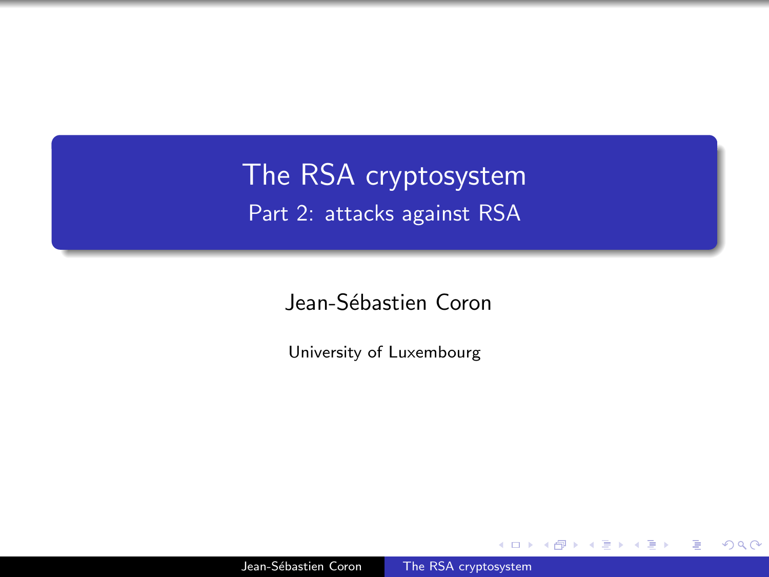# The RSA cryptosystem

## Part 2: attacks against RSA

Jean-Sébastien Coron

University of Luxembourg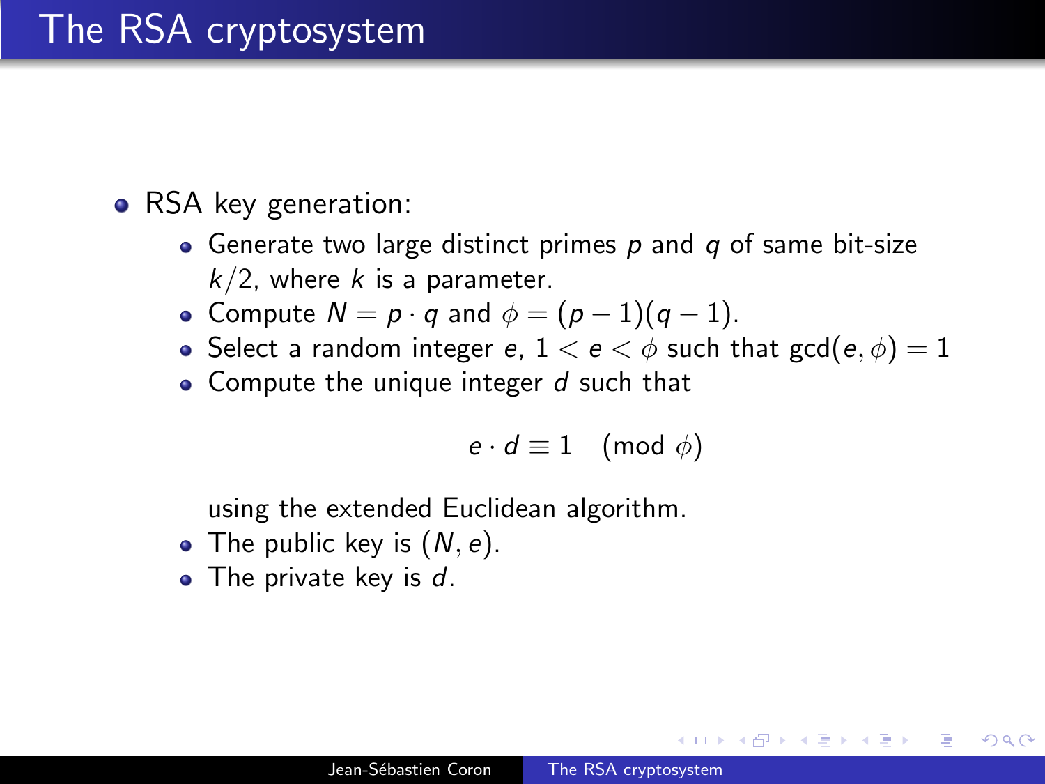# The RSA cryptosystem

- RSA key generation:
  - Generate two large distinct primes $p$ and $q$ of same bit-size $k/2$, where $k$ is a parameter.
  - Compute $N = p \cdot q$ and $\phi = (p-1)(q-1)$.
  - Select a random integer $e$, $1 < e < \phi$ such that $\gcd(e, \phi) = 1$
  - Compute the unique integer $d$ such that

    $$e \cdot d \equiv 1 \pmod{\phi}$$

    using the extended Euclidean algorithm.
  - The public key is $(N, e)$.
  - The private key is $d$.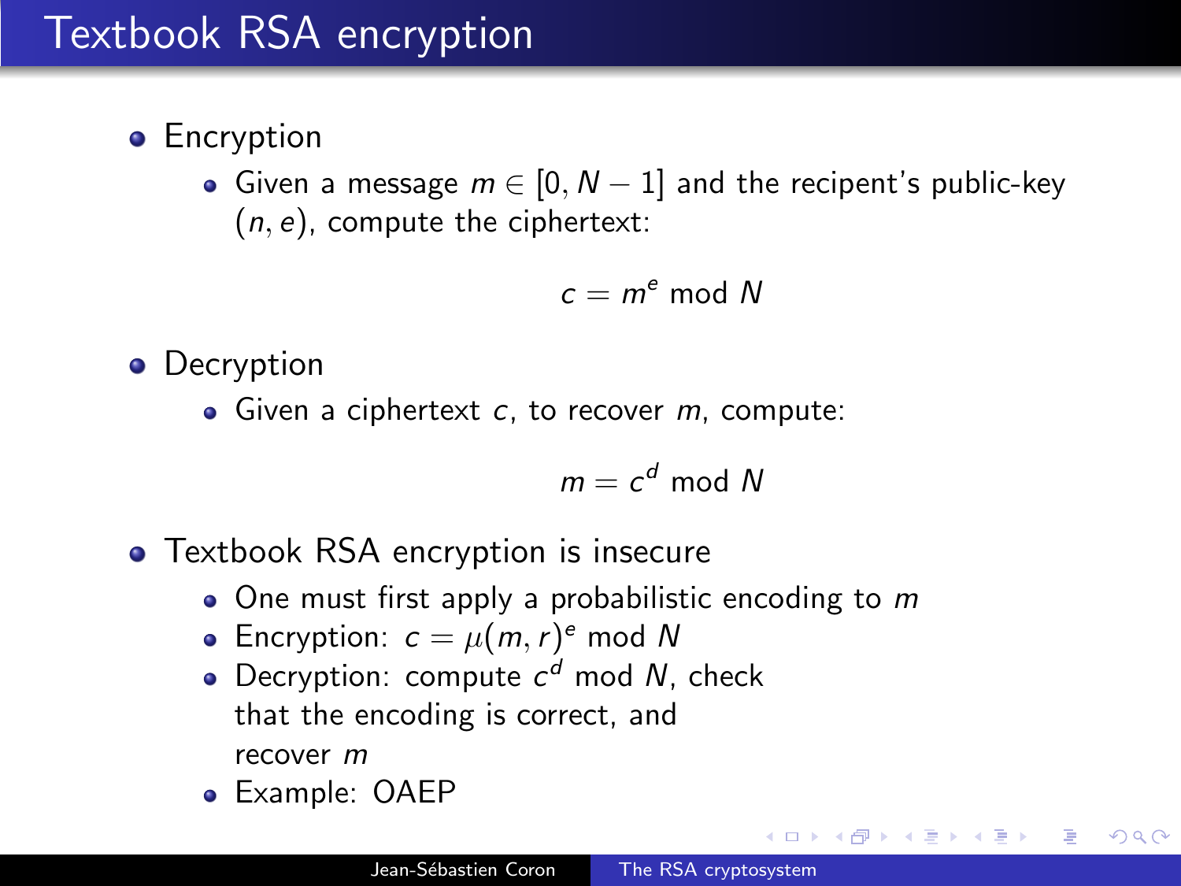# Textbook RSA encryption

- Encryption
  - Given a message $m \in [0, N-1]$ and the recipent's public-key $(n, e)$, compute the ciphertext:

$$c = m^e \bmod N$$

- Decryption
  - Given a ciphertext $c$, to recover $m$, compute:

$$m = c^d \bmod N$$

- Textbook RSA encryption is insecure
  - One must first apply a probabilistic encoding to $m$
  - Encryption: $c = \mu(m, r)^e \bmod N$
  - Decryption: compute $c^d \bmod N$, check that the encoding is correct, and recover $m$
  - Example: OAEP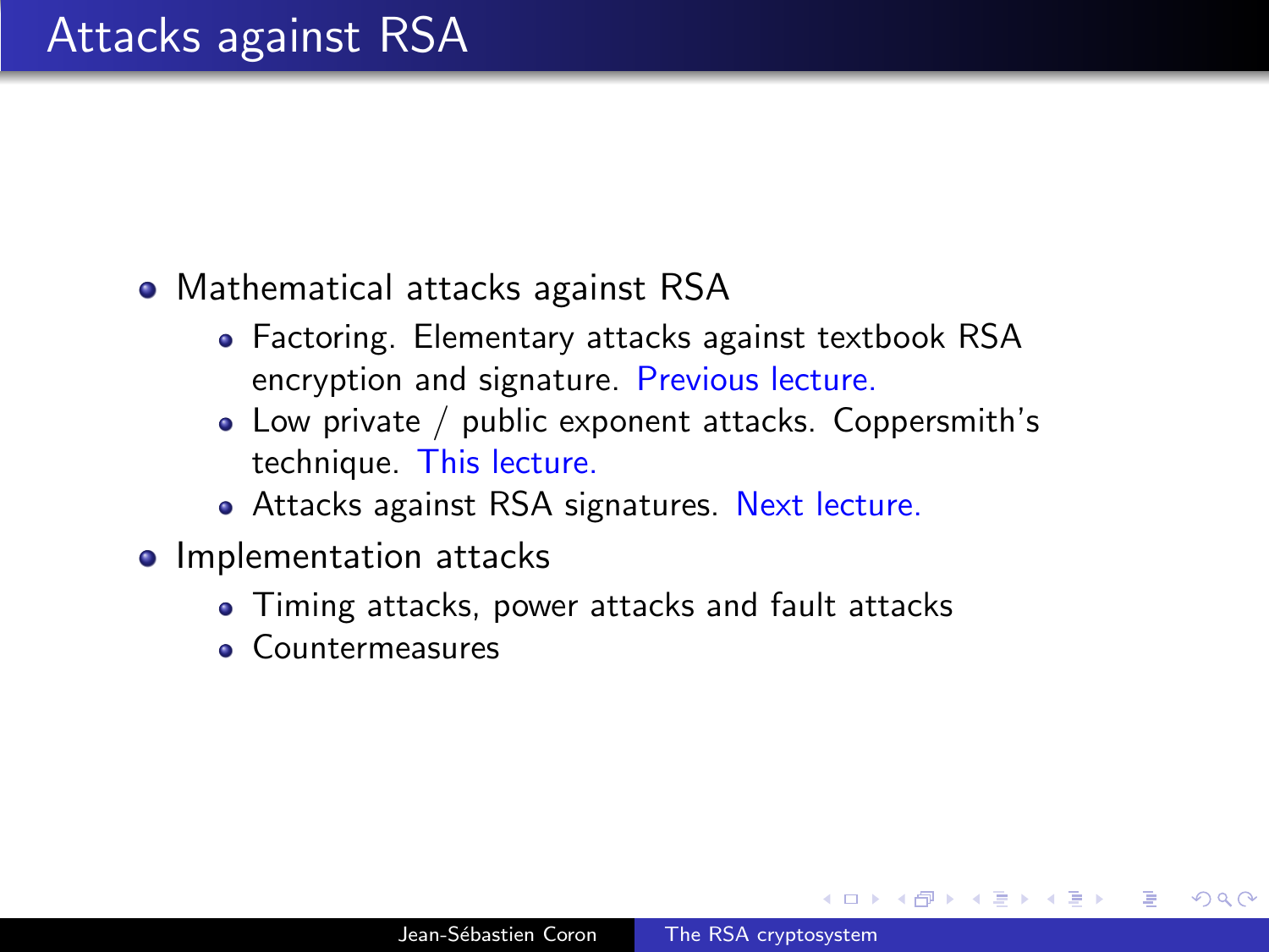# Attacks against RSA

- Mathematical attacks against RSA
  - Factoring. Elementary attacks against textbook RSA encryption and signature. Previous lecture.
  - Low private / public exponent attacks. Coppersmith's technique. This lecture.
  - Attacks against RSA signatures. Next lecture.
- Implementation attacks
  - Timing attacks, power attacks and fault attacks
  - Countermeasures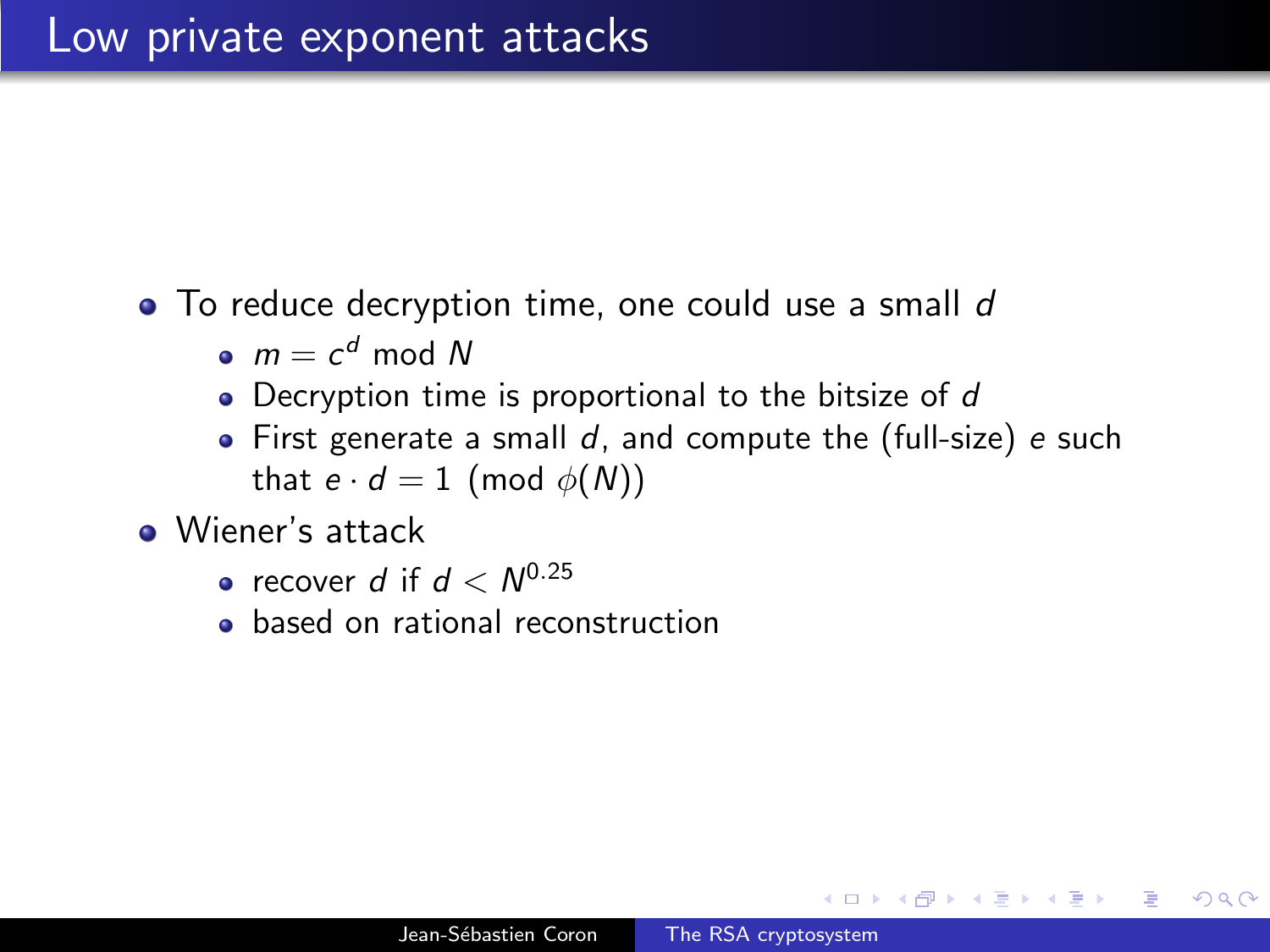# Low private exponent attacks

- To reduce decryption time, one could use a small $d$
  - $m = c^d \bmod N$
  - Decryption time is proportional to the bitsize of $d$
  - First generate a small $d$, and compute the (full-size) $e$ such that $e \cdot d = 1 \pmod{\phi(N)}$
- Wiener's attack
  - recover $d$ if $d < N^{0.25}$
  - based on rational reconstruction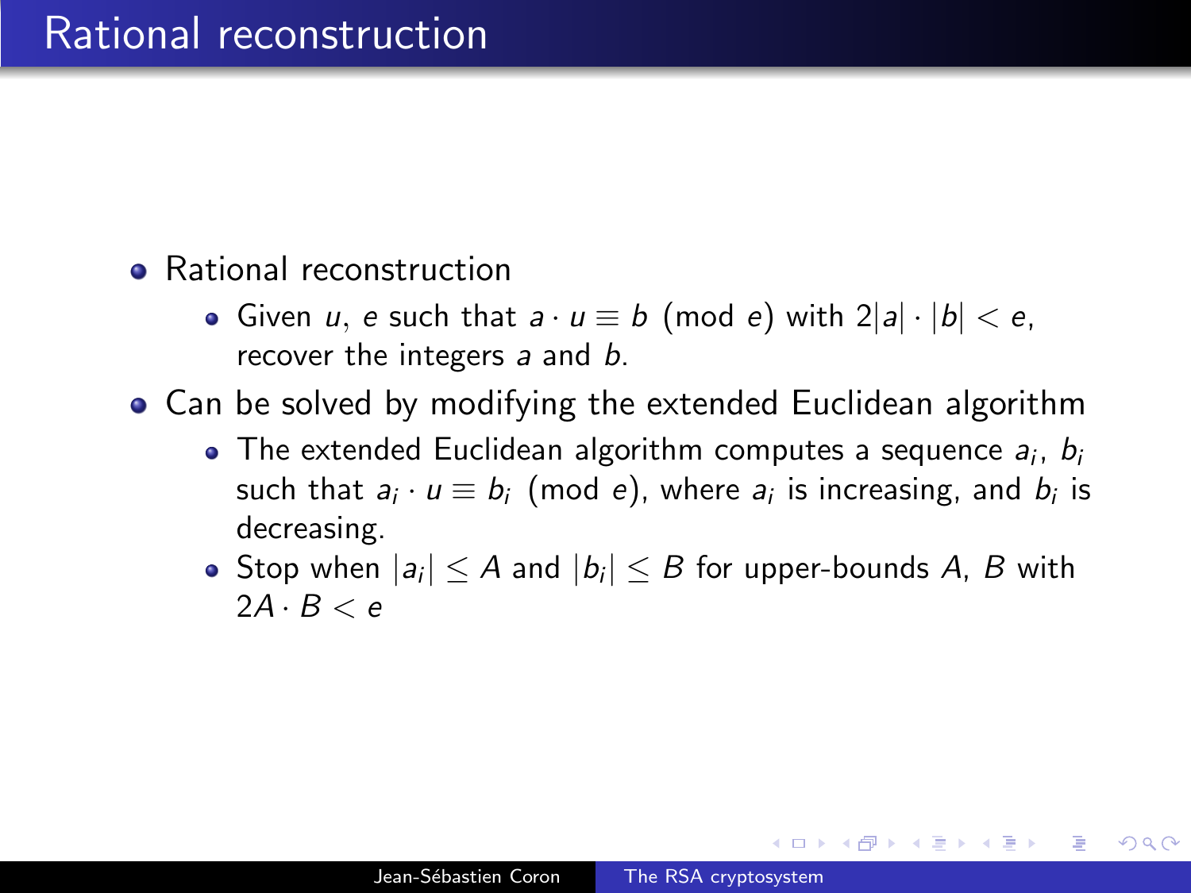# Rational reconstruction

- Rational reconstruction
  - Given $u$, $e$ such that $a \cdot u \equiv b \pmod{e}$ with $2|a| \cdot |b| < e$, recover the integers $a$ and $b$.
- Can be solved by modifying the extended Euclidean algorithm
  - The extended Euclidean algorithm computes a sequence $a_i$, $b_i$ such that $a_i \cdot u \equiv b_i \pmod{e}$, where $a_i$ is increasing, and $b_i$ is decreasing.
  - Stop when $|a_i| \leq A$ and $|b_i| \leq B$ for upper-bounds $A$, $B$ with $2A \cdot B < e$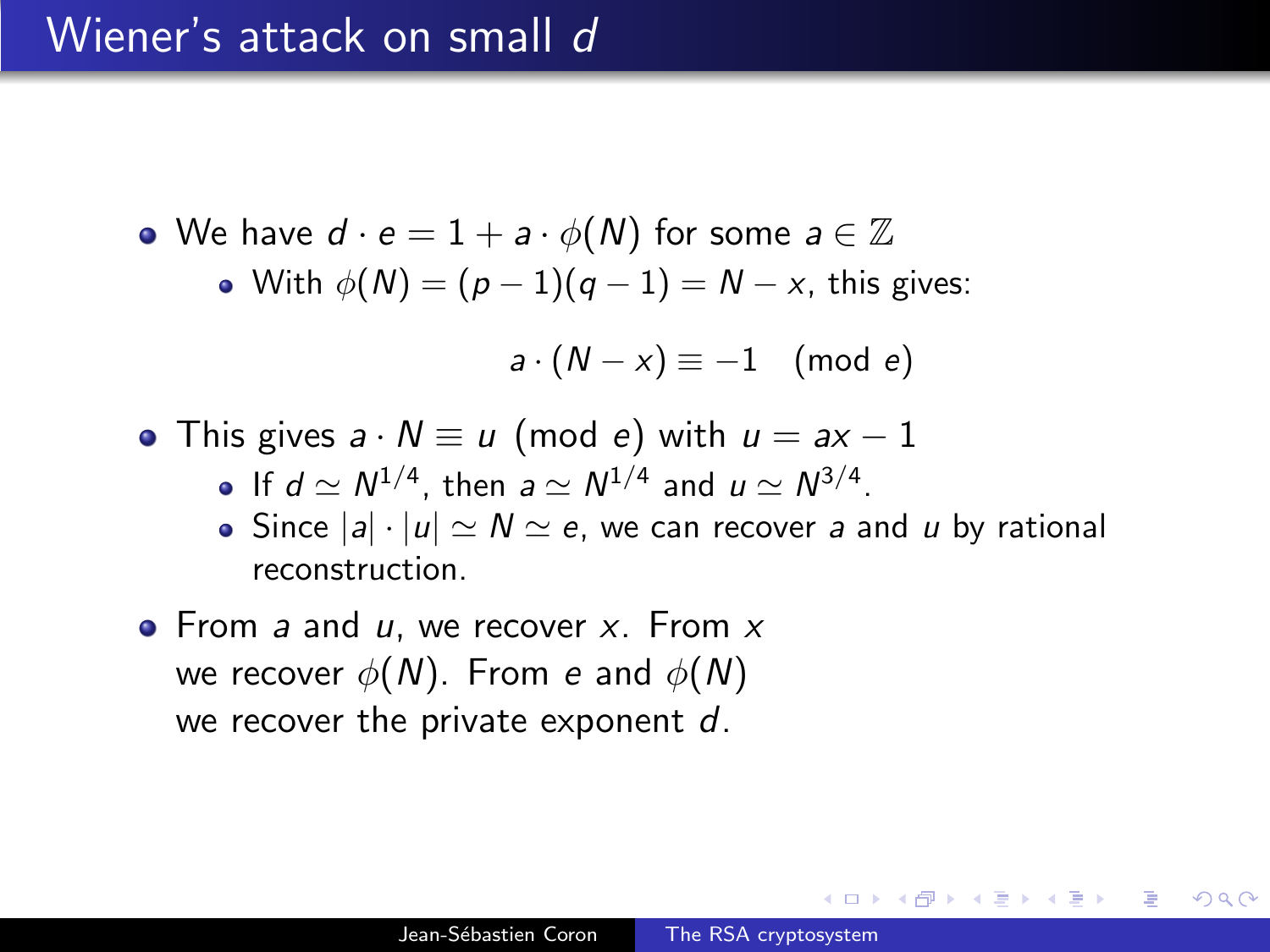# Wiener's attack on small $d$

- We have $d \cdot e = 1 + a \cdot \phi(N)$ for some $a \in \mathbb{Z}$
  - With $\phi(N) = (p-1)(q-1) = N - x$, this gives:

$$a \cdot (N - x) \equiv -1 \pmod{e}$$

- This gives $a \cdot N \equiv u \pmod{e}$ with $u = ax - 1$
  - If $d \simeq N^{1/4}$, then $a \simeq N^{1/4}$ and $u \simeq N^{3/4}$.
  - Since $|a| \cdot |u| \simeq N \simeq e$, we can recover $a$ and $u$ by rational reconstruction.
- From $a$ and $u$, we recover $x$. From $x$ we recover $\phi(N)$. From $e$ and $\phi(N)$ we recover the private exponent $d$.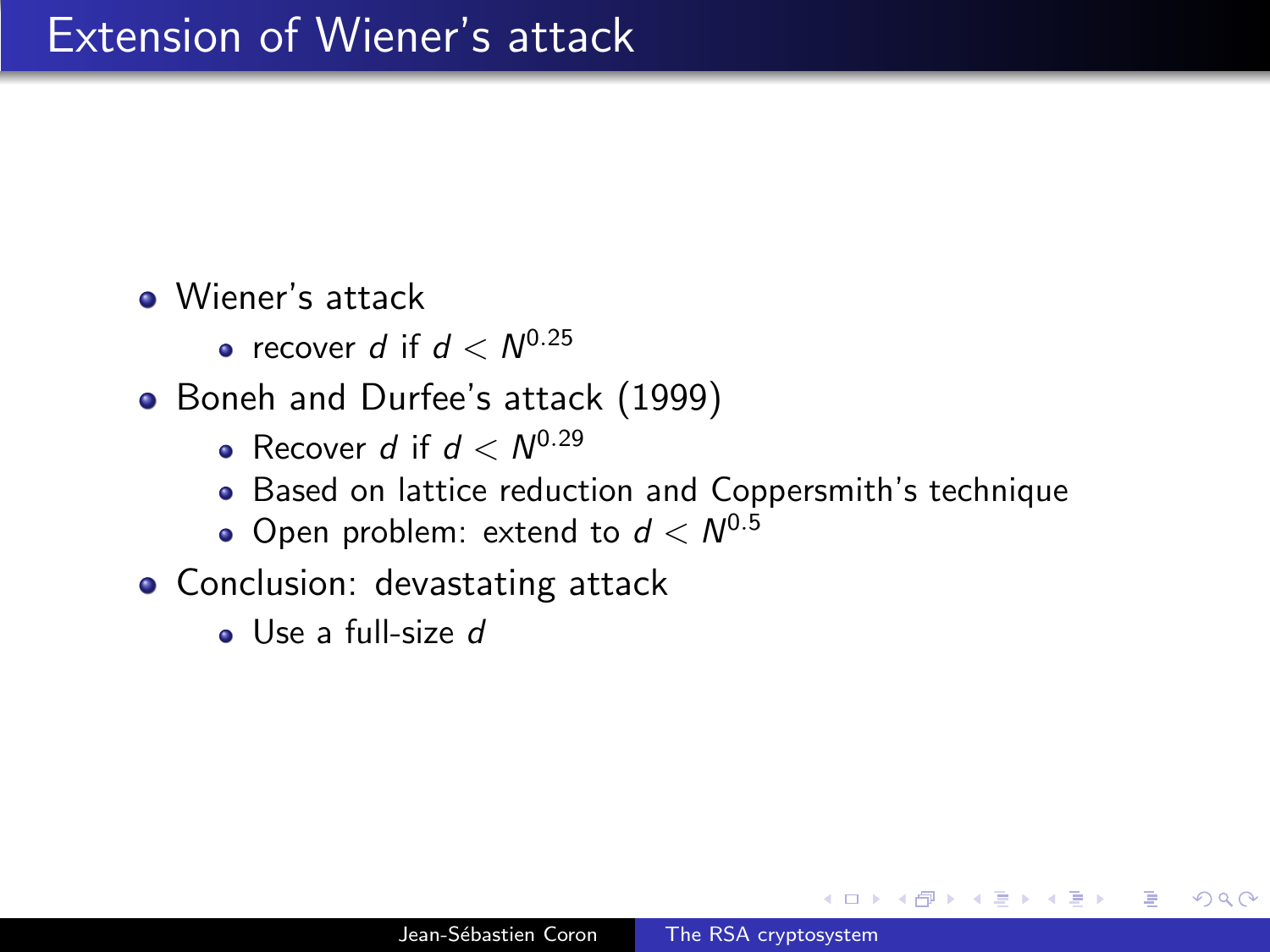# Extension of Wiener's attack

- Wiener's attack
  - recover $d$ if $d < N^{0.25}$
- Boneh and Durfee's attack (1999)
  - Recover $d$ if $d < N^{0.29}$
  - Based on lattice reduction and Coppersmith's technique
  - Open problem: extend to $d < N^{0.5}$
- Conclusion: devastating attack
  - Use a full-size $d$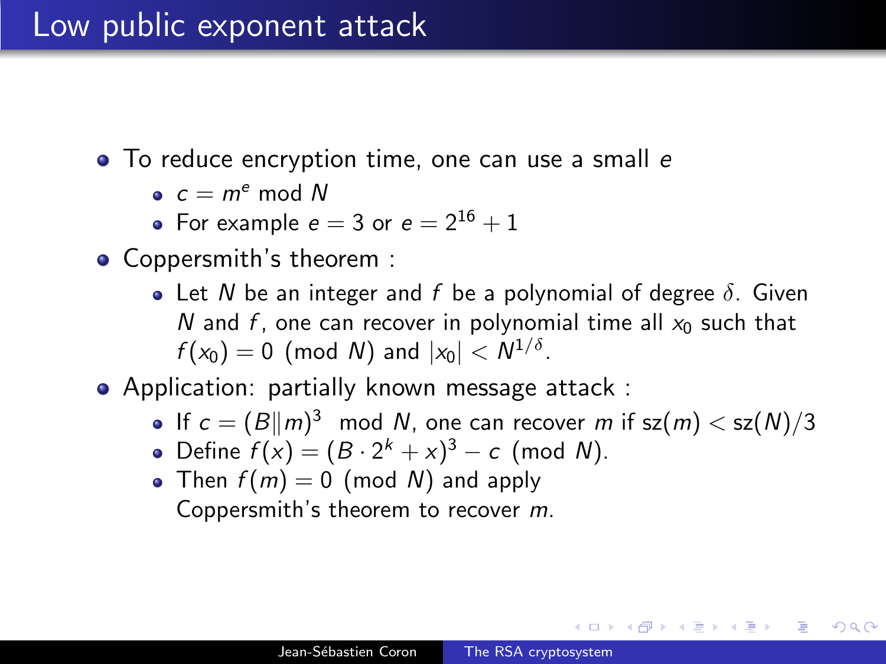# Low public exponent attack

- To reduce encryption time, one can use a small $e$
  - $c = m^e \bmod N$
  - For example $e = 3$ or $e = 2^{16} + 1$
- Coppersmith's theorem :
  - Let $N$ be an integer and $f$ be a polynomial of degree $\delta$. Given $N$ and $f$, one can recover in polynomial time all $x_0$ such that $f(x_0) = 0 \pmod{N}$ and $|x_0| < N^{1/\delta}$.
- Application: partially known message attack :
  - If $c = (B\|m)^3 \mod N$, one can recover $m$ if $\mathrm{sz}(m) < \mathrm{sz}(N)/3$
  - Define $f(x) = (B \cdot 2^k + x)^3 - c \pmod{N}$.
  - Then $f(m) = 0 \pmod{N}$ and apply Coppersmith's theorem to recover $m$.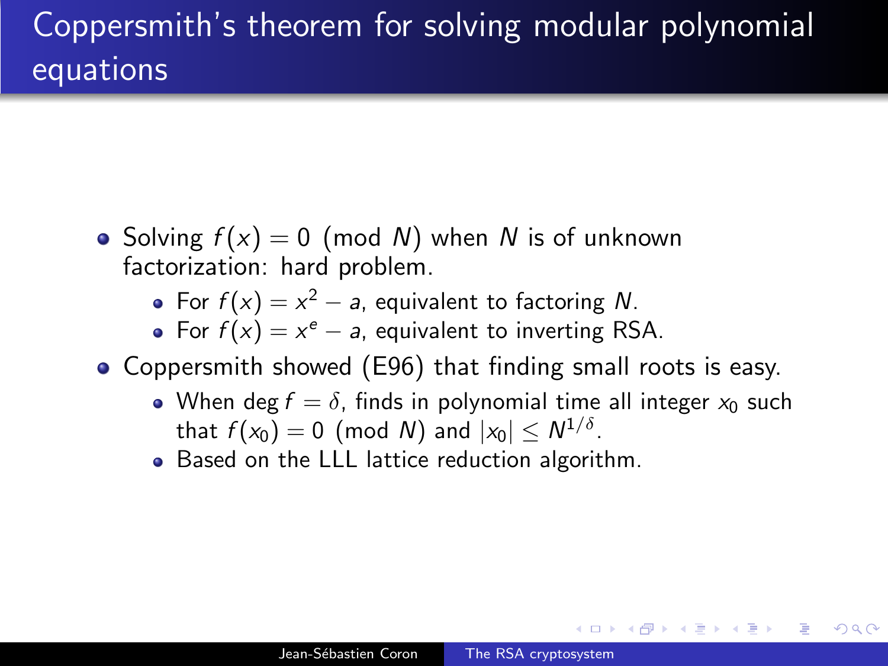# Coppersmith's theorem for solving modular polynomial equations

- Solving $f(x) = 0 \pmod{N}$ when $N$ is of unknown factorization: hard problem.
  - For $f(x) = x^2 - a$, equivalent to factoring $N$.
  - For $f(x) = x^e - a$, equivalent to inverting RSA.
- Coppersmith showed (E96) that finding small roots is easy.
  - When $\deg f = \delta$, finds in polynomial time all integer $x_0$ such that $f(x_0) = 0 \pmod{N}$ and $|x_0| \leq N^{1/\delta}$.
  - Based on the LLL lattice reduction algorithm.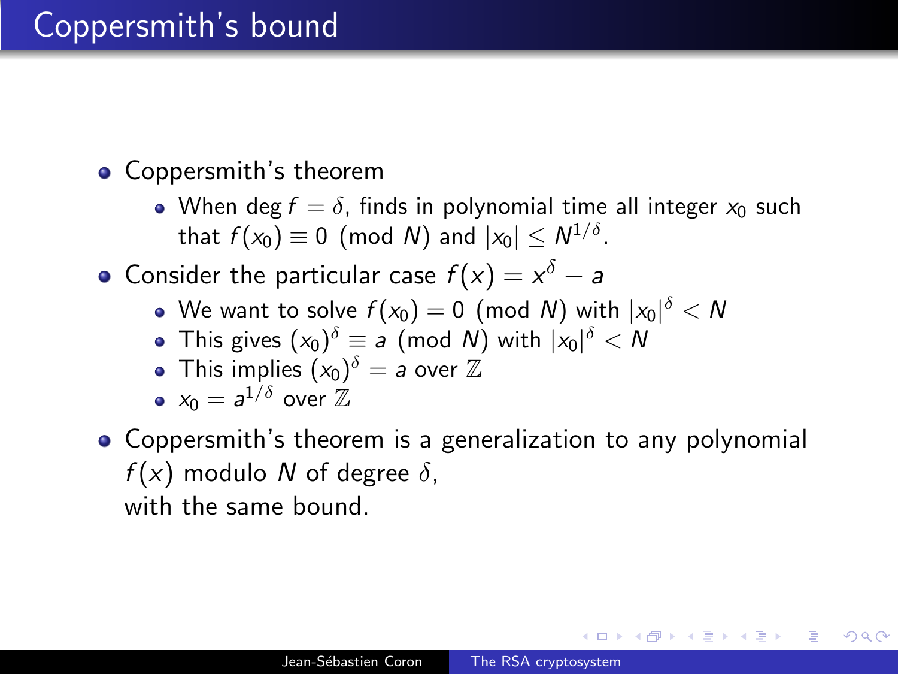# Coppersmith's bound

- Coppersmith's theorem
  - When $\deg f = \delta$, finds in polynomial time all integer $x_0$ such that $f(x_0) \equiv 0 \pmod{N}$ and $|x_0| \leq N^{1/\delta}$.
- Consider the particular case $f(x) = x^\delta - a$
  - We want to solve $f(x_0) = 0 \pmod{N}$ with $|x_0|^\delta < N$
  - This gives $(x_0)^\delta \equiv a \pmod{N}$ with $|x_0|^\delta < N$
  - This implies $(x_0)^\delta = a$ over $\mathbb{Z}$
  - $x_0 = a^{1/\delta}$ over $\mathbb{Z}$
- Coppersmith's theorem is a generalization to any polynomial $f(x)$ modulo $N$ of degree $\delta$,
  with the same bound.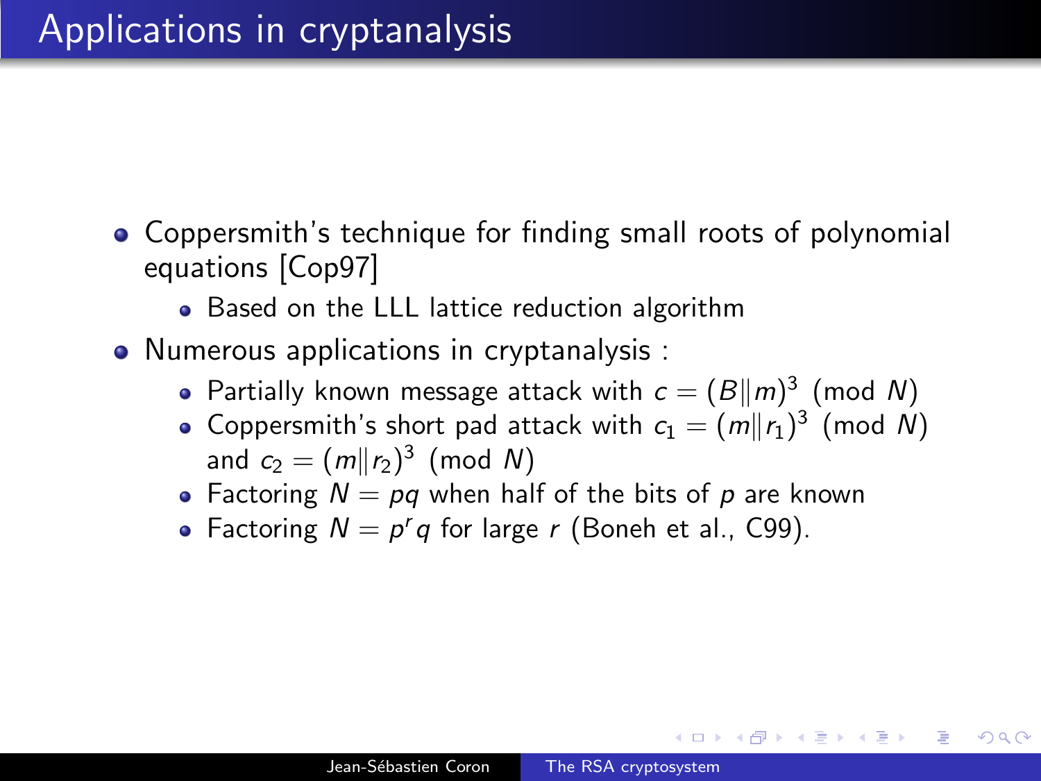# Applications in cryptanalysis

- Coppersmith's technique for finding small roots of polynomial equations [Cop97]
  - Based on the LLL lattice reduction algorithm
- Numerous applications in cryptanalysis :
  - Partially known message attack with $c = (B \| m)^3 \pmod{N}$
  - Coppersmith's short pad attack with $c_1 = (m \| r_1)^3 \pmod{N}$ and $c_2 = (m \| r_2)^3 \pmod{N}$
  - Factoring $N = pq$ when half of the bits of $p$ are known
  - Factoring $N = p^r q$ for large $r$ (Boneh et al., C99).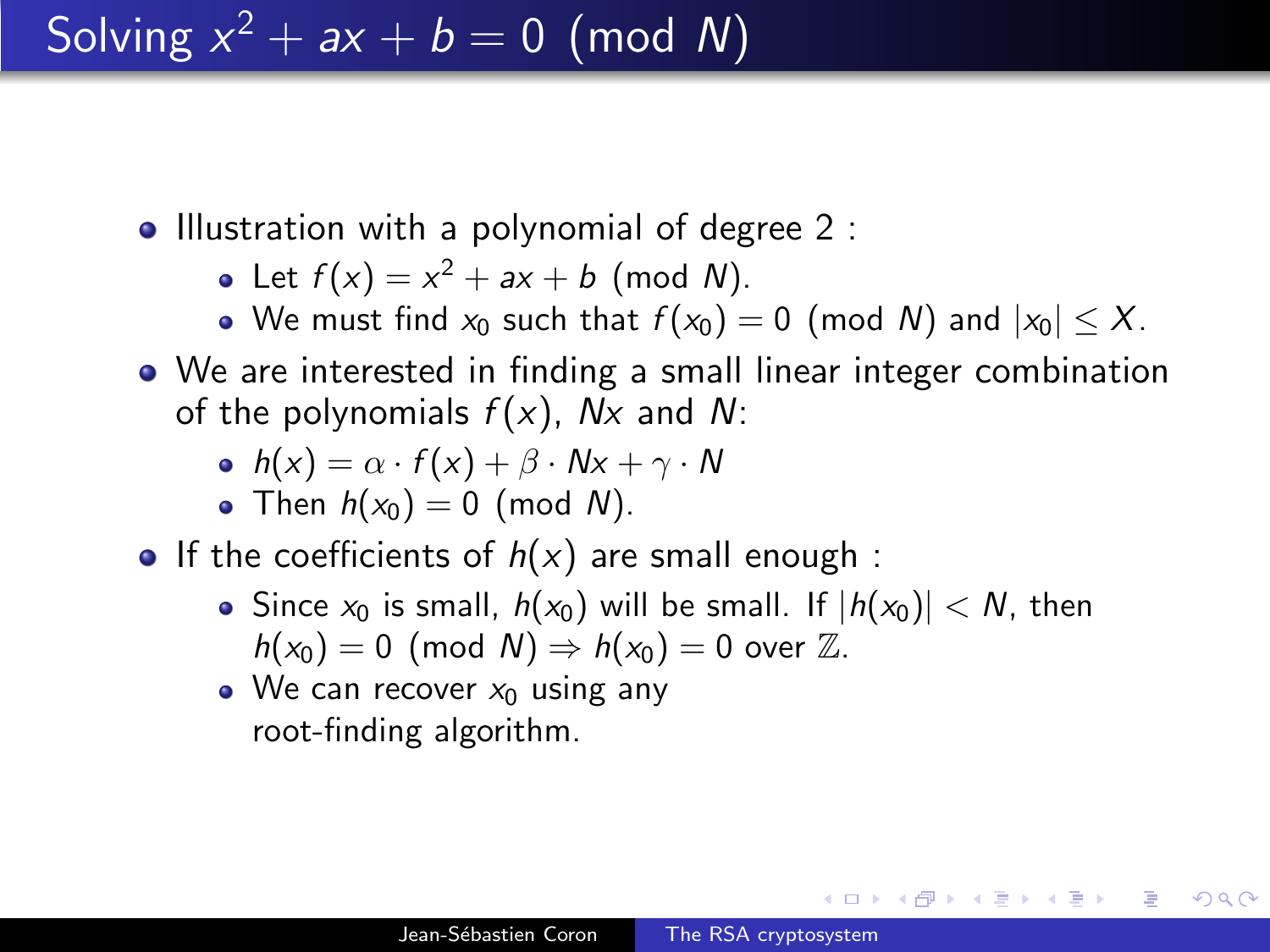# Solving $x^2 + ax + b = 0 \pmod{N}$

- Illustration with a polynomial of degree 2 :
  - Let $f(x) = x^2 + ax + b \pmod{N}$.
  - We must find $x_0$ such that $f(x_0) = 0 \pmod{N}$ and $|x_0| \leq X$.
- We are interested in finding a small linear integer combination of the polynomials $f(x)$, $Nx$ and $N$:
  - $h(x) = \alpha \cdot f(x) + \beta \cdot Nx + \gamma \cdot N$
  - Then $h(x_0) = 0 \pmod{N}$.
- If the coefficients of $h(x)$ are small enough :
  - Since $x_0$ is small, $h(x_0)$ will be small. If $|h(x_0)| < N$, then $h(x_0) = 0 \pmod{N} \Rightarrow h(x_0) = 0$ over $\mathbb{Z}$.
  - We can recover $x_0$ using any root-finding algorithm.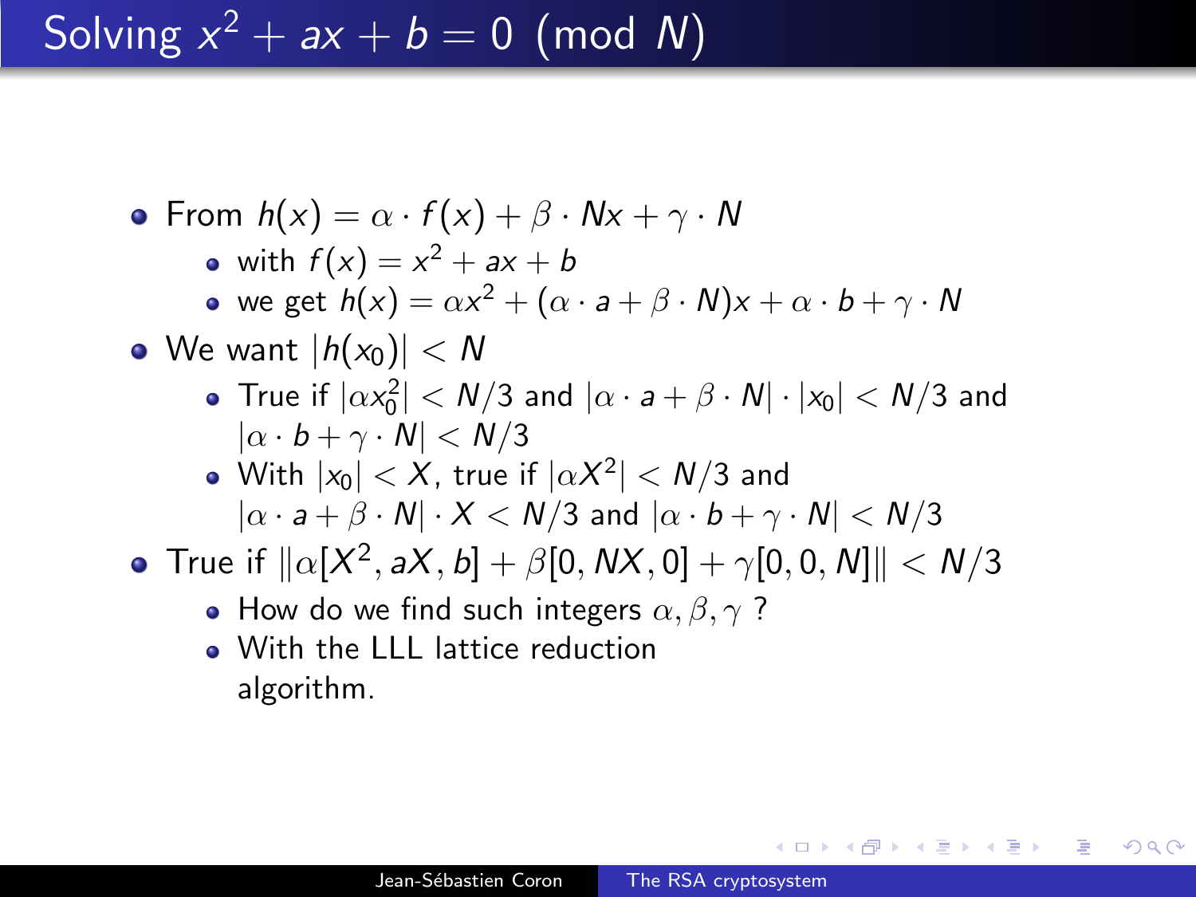# Solving $x^2 + ax + b = 0 \pmod{N}$

- From $h(x) = \alpha \cdot f(x) + \beta \cdot Nx + \gamma \cdot N$
  - with $f(x) = x^2 + ax + b$
  - we get $h(x) = \alpha x^2 + (\alpha \cdot a + \beta \cdot N)x + \alpha \cdot b + \gamma \cdot N$
- We want $|h(x_0)| < N$
  - True if $|\alpha x_0^2| < N/3$ and $|\alpha \cdot a + \beta \cdot N| \cdot |x_0| < N/3$ and $|\alpha \cdot b + \gamma \cdot N| < N/3$
  - With $|x_0| < X$, true if $|\alpha X^2| < N/3$ and $|\alpha \cdot a + \beta \cdot N| \cdot X < N/3$ and $|\alpha \cdot b + \gamma \cdot N| < N/3$
- True if $\|\alpha[X^2, aX, b] + \beta[0, NX, 0] + \gamma[0, 0, N]\| < N/3$
  - How do we find such integers $\alpha, \beta, \gamma$ ?
  - With the LLL lattice reduction algorithm.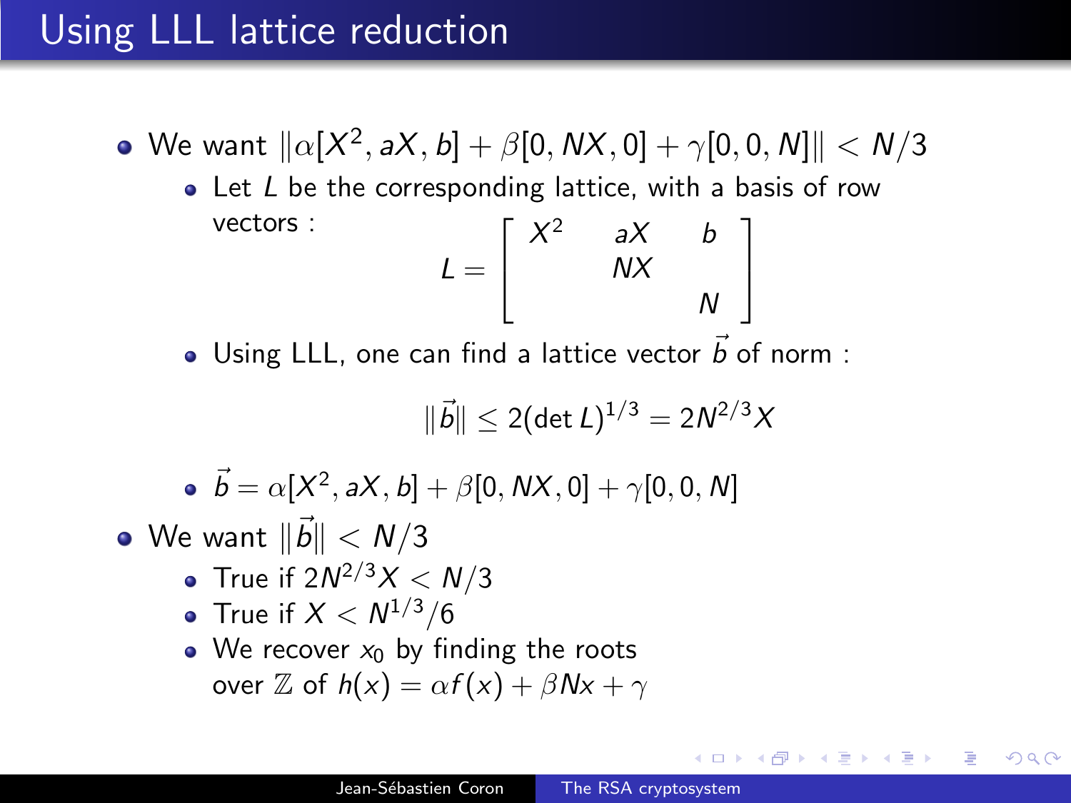# Using LLL lattice reduction

- We want $\|\alpha[X^2, aX, b] + \beta[0, NX, 0] + \gamma[0, 0, N]\| < N/3$
  - Let $L$ be the corresponding lattice, with a basis of row vectors :
  $$L = \begin{bmatrix} X^2 & aX & b \\ & NX & \\ & & N \end{bmatrix}$$
  - Using LLL, one can find a lattice vector $\vec{b}$ of norm :
  $$\|\vec{b}\| \leq 2(\det L)^{1/3} = 2N^{2/3}X$$
  - $\vec{b} = \alpha[X^2, aX, b] + \beta[0, NX, 0] + \gamma[0, 0, N]$
- We want $\|\vec{b}\| < N/3$
  - True if $2N^{2/3}X < N/3$
  - True if $X < N^{1/3}/6$
  - We recover $x_0$ by finding the roots over $\mathbb{Z}$ of $h(x) = \alpha f(x) + \beta N x + \gamma$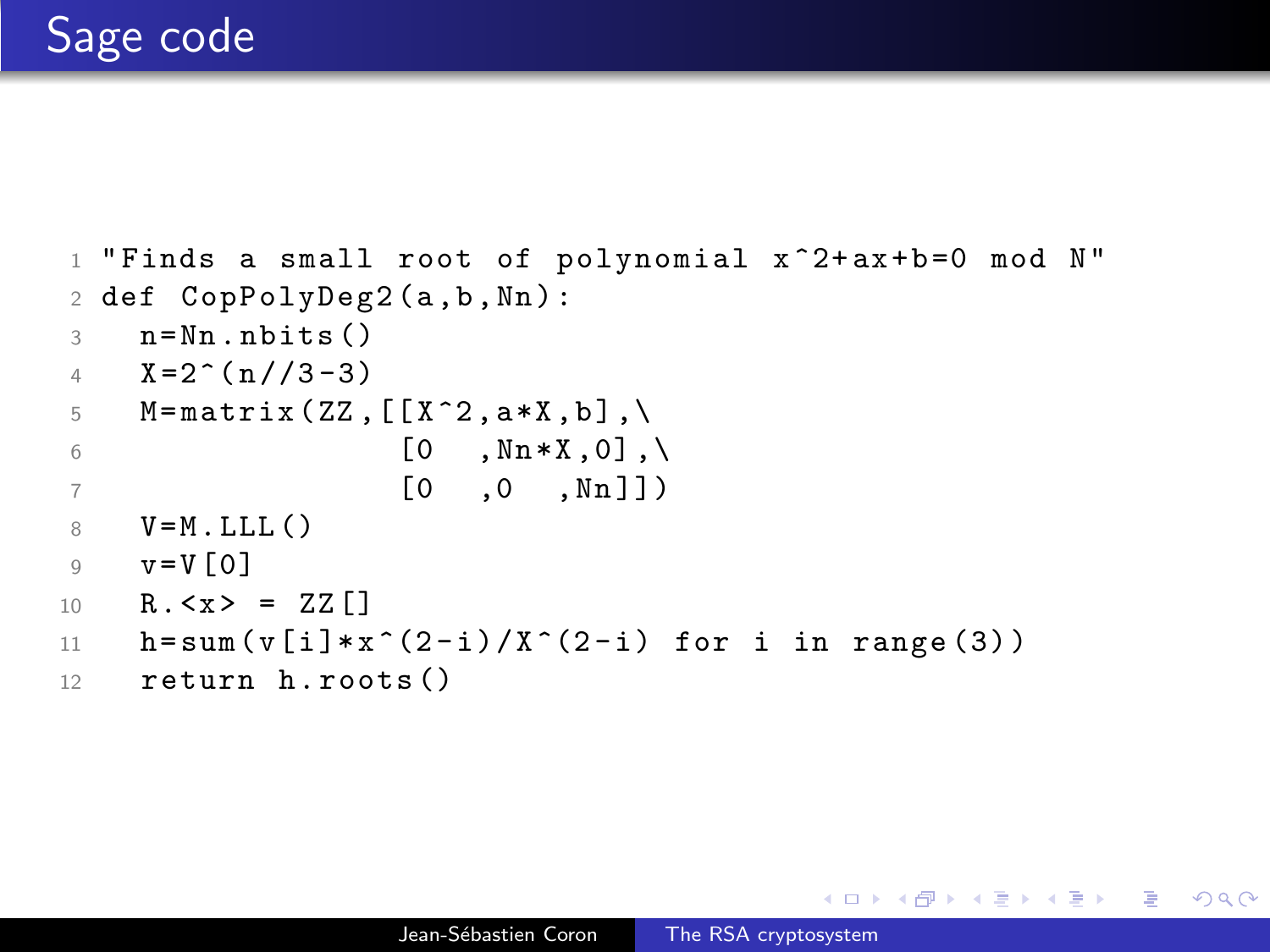# Sage code

```
"Finds a small root of polynomial x^2+ax+b=0 mod N"
def CopPolyDeg2(a,b,Nn):
  n=Nn.nbits()
  X=2^(n//3-3)
  M=matrix(ZZ,[[X^2,a*X,b],\
               [0   ,Nn*X,0],\
               [0   ,0   ,Nn]])
  V=M.LLL()
  v=V[0]
  R.<x> = ZZ[]
  h=sum(v[i]*x^(2-i)/X^(2-i) for i in range(3))
  return h.roots()
```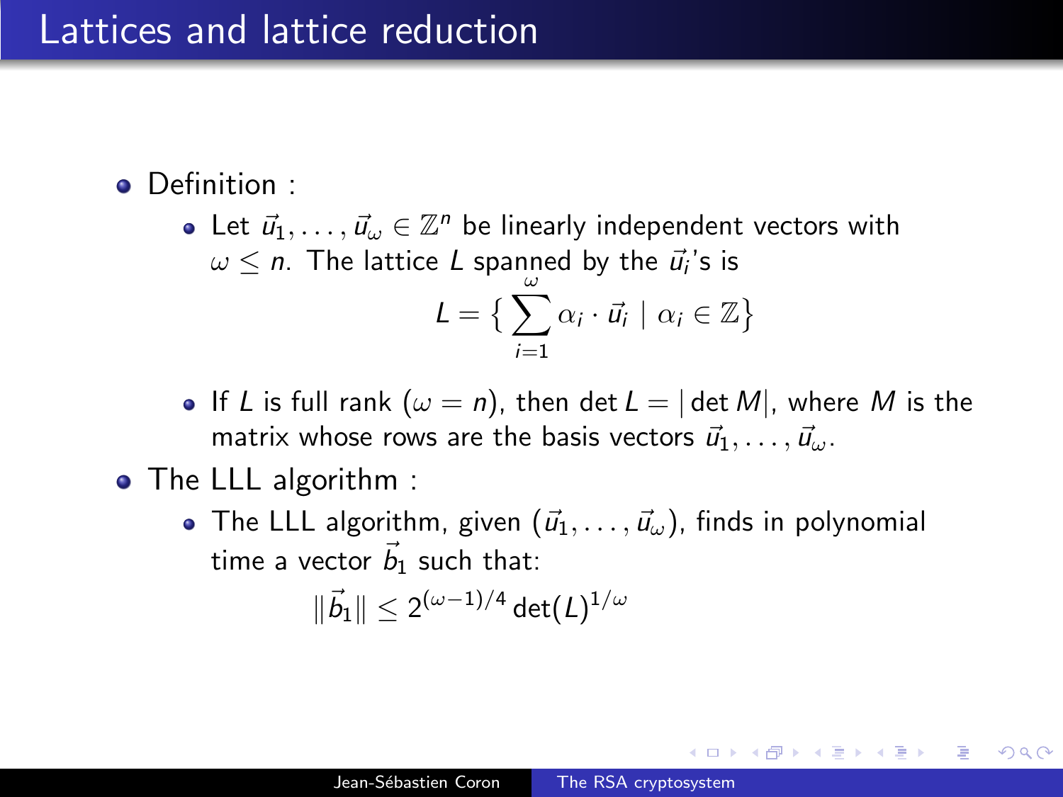# Lattices and lattice reduction

- Definition :
  - Let $\vec{u}_1, \ldots, \vec{u}_\omega \in \mathbb{Z}^n$ be linearly independent vectors with $\omega \leq n$. The lattice $L$ spanned by the $\vec{u}_i$'s is
    $$L = \left\{ \sum_{i=1}^{\omega} \alpha_i \cdot \vec{u}_i \mid \alpha_i \in \mathbb{Z} \right\}$$
  - If $L$ is full rank ($\omega = n$), then $\det L = |\det M|$, where $M$ is the matrix whose rows are the basis vectors $\vec{u}_1, \ldots, \vec{u}_\omega$.
- The LLL algorithm :
  - The LLL algorithm, given $(\vec{u}_1, \ldots, \vec{u}_\omega)$, finds in polynomial time a vector $\vec{b}_1$ such that:
    $$\|\vec{b}_1\| \leq 2^{(\omega-1)/4} \det(L)^{1/\omega}$$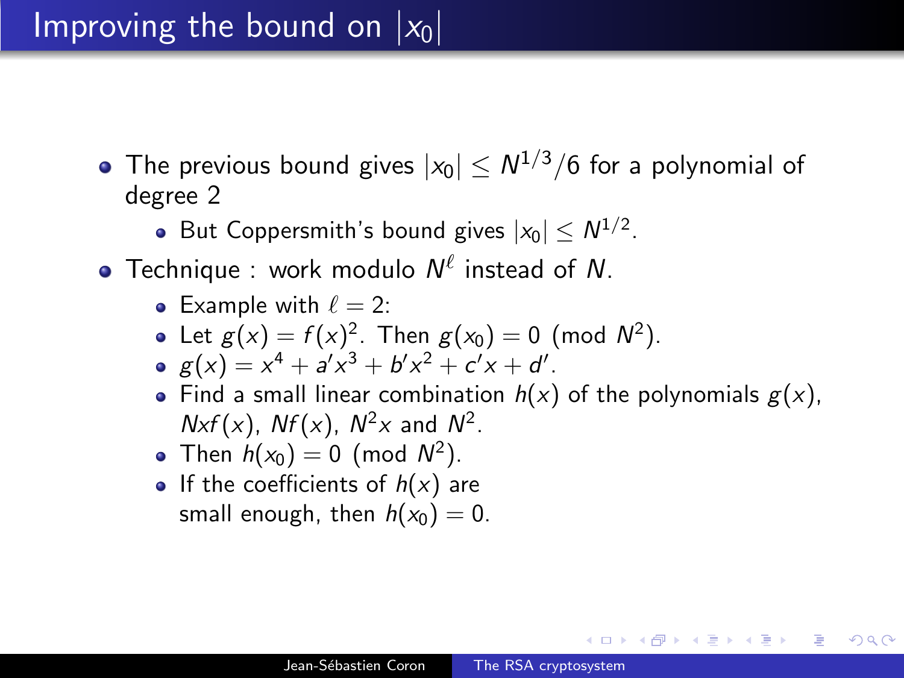# Improving the bound on $|x_0|$

- The previous bound gives $|x_0| \leq N^{1/3}/6$ for a polynomial of degree 2
  - But Coppersmith's bound gives $|x_0| \leq N^{1/2}$.
- Technique : work modulo $N^\ell$ instead of $N$.
  - Example with $\ell = 2$:
  - Let $g(x) = f(x)^2$. Then $g(x_0) = 0 \pmod{N^2}$.
  - $g(x) = x^4 + a'x^3 + b'x^2 + c'x + d'$.
  - Find a small linear combination $h(x)$ of the polynomials $g(x)$, $Nxf(x)$, $Nf(x)$, $N^2x$ and $N^2$.
  - Then $h(x_0) = 0 \pmod{N^2}$.
  - If the coefficients of $h(x)$ are small enough, then $h(x_0) = 0$.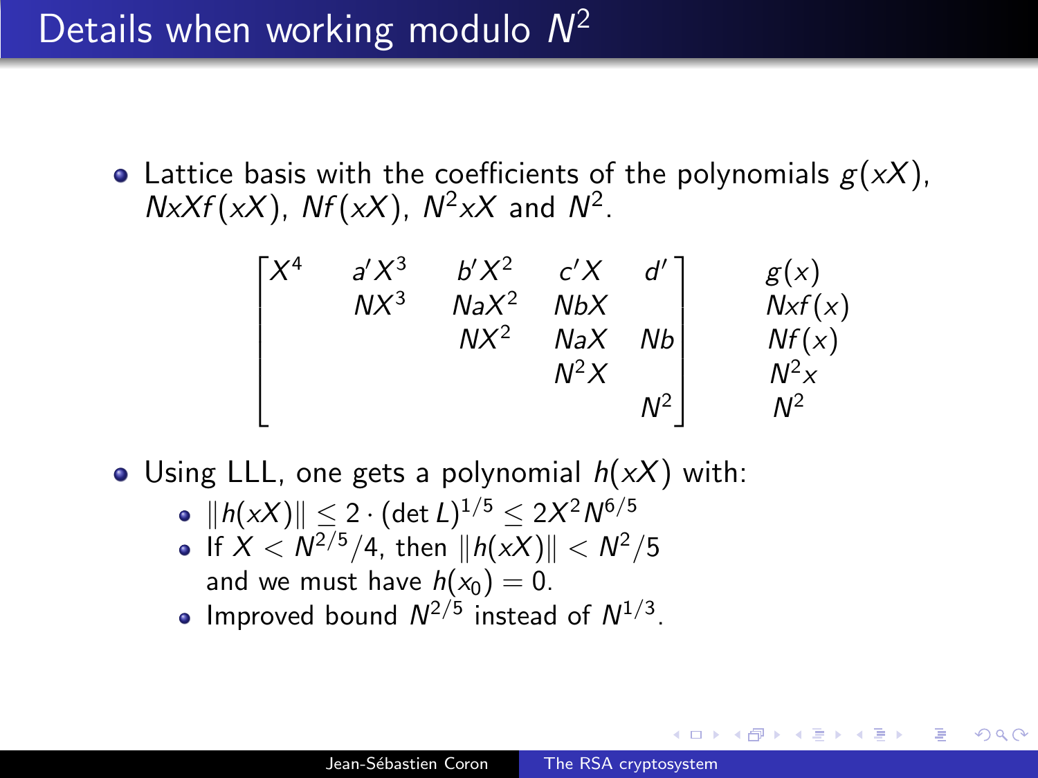# Details when working modulo $N^2$

- Lattice basis with the coefficients of the polynomials $g(xX)$, $NxXf(xX)$, $Nf(xX)$, $N^2xX$ and $N^2$.

$$\begin{bmatrix} X^4 & a'X^3 & b'X^2 & c'X & d' \\ & NX^3 & NaX^2 & NbX & \\ & & NX^2 & NaX & Nb \\ & & & N^2X & \\ & & & & N^2 \end{bmatrix} \qquad \begin{matrix} g(x) \\ Nxf(x) \\ Nf(x) \\ N^2x \\ N^2 \end{matrix}$$

- Using LLL, one gets a polynomial $h(xX)$ with:
  - $\|h(xX)\| \leq 2 \cdot (\det L)^{1/5} \leq 2X^2N^{6/5}$
  - If $X < N^{2/5}/4$, then $\|h(xX)\| < N^2/5$ and we must have $h(x_0) = 0$.
  - Improved bound $N^{2/5}$ instead of $N^{1/3}$.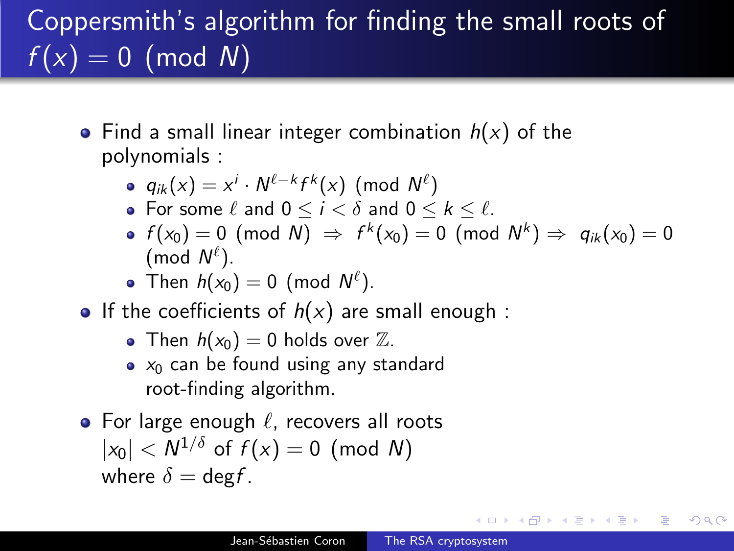# Coppersmith's algorithm for finding the small roots of $f(x) = 0 \pmod{N}$

- Find a small linear integer combination $h(x)$ of the polynomials :
  - $q_{ik}(x) = x^i \cdot N^{\ell-k} f^k(x) \pmod{N^\ell}$
  - For some $\ell$ and $0 \leq i < \delta$ and $0 \leq k \leq \ell$.
  - $f(x_0) = 0 \pmod{N} \;\Rightarrow\; f^k(x_0) = 0 \pmod{N^k} \Rightarrow\; q_{ik}(x_0) = 0 \pmod{N^\ell}$.
  - Then $h(x_0) = 0 \pmod{N^\ell}$.
- If the coefficients of $h(x)$ are small enough :
  - Then $h(x_0) = 0$ holds over $\mathbb{Z}$.
  - $x_0$ can be found using any standard root-finding algorithm.
- For large enough $\ell$, recovers all roots $|x_0| < N^{1/\delta}$ of $f(x) = 0 \pmod{N}$ where $\delta = \deg f$.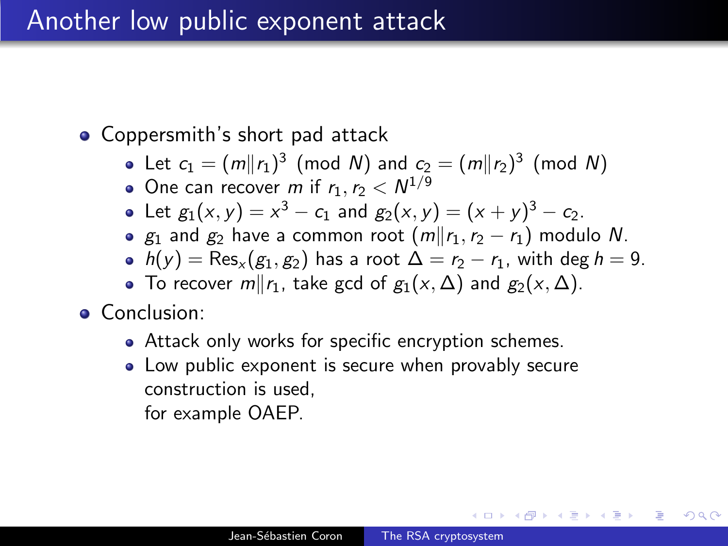# Another low public exponent attack

- Coppersmith's short pad attack
  - Let $c_1 = (m\|r_1)^3 \pmod{N}$ and $c_2 = (m\|r_2)^3 \pmod{N}$
  - One can recover $m$ if $r_1, r_2 < N^{1/9}$
  - Let $g_1(x, y) = x^3 - c_1$ and $g_2(x, y) = (x + y)^3 - c_2$.
  - $g_1$ and $g_2$ have a common root $(m\|r_1, r_2 - r_1)$ modulo $N$.
  - $h(y) = \mathrm{Res}_x(g_1, g_2)$ has a root $\Delta = r_2 - r_1$, with $\deg h = 9$.
  - To recover $m\|r_1$, take gcd of $g_1(x, \Delta)$ and $g_2(x, \Delta)$.
- Conclusion:
  - Attack only works for specific encryption schemes.
  - Low public exponent is secure when provably secure construction is used,
    for example OAEP.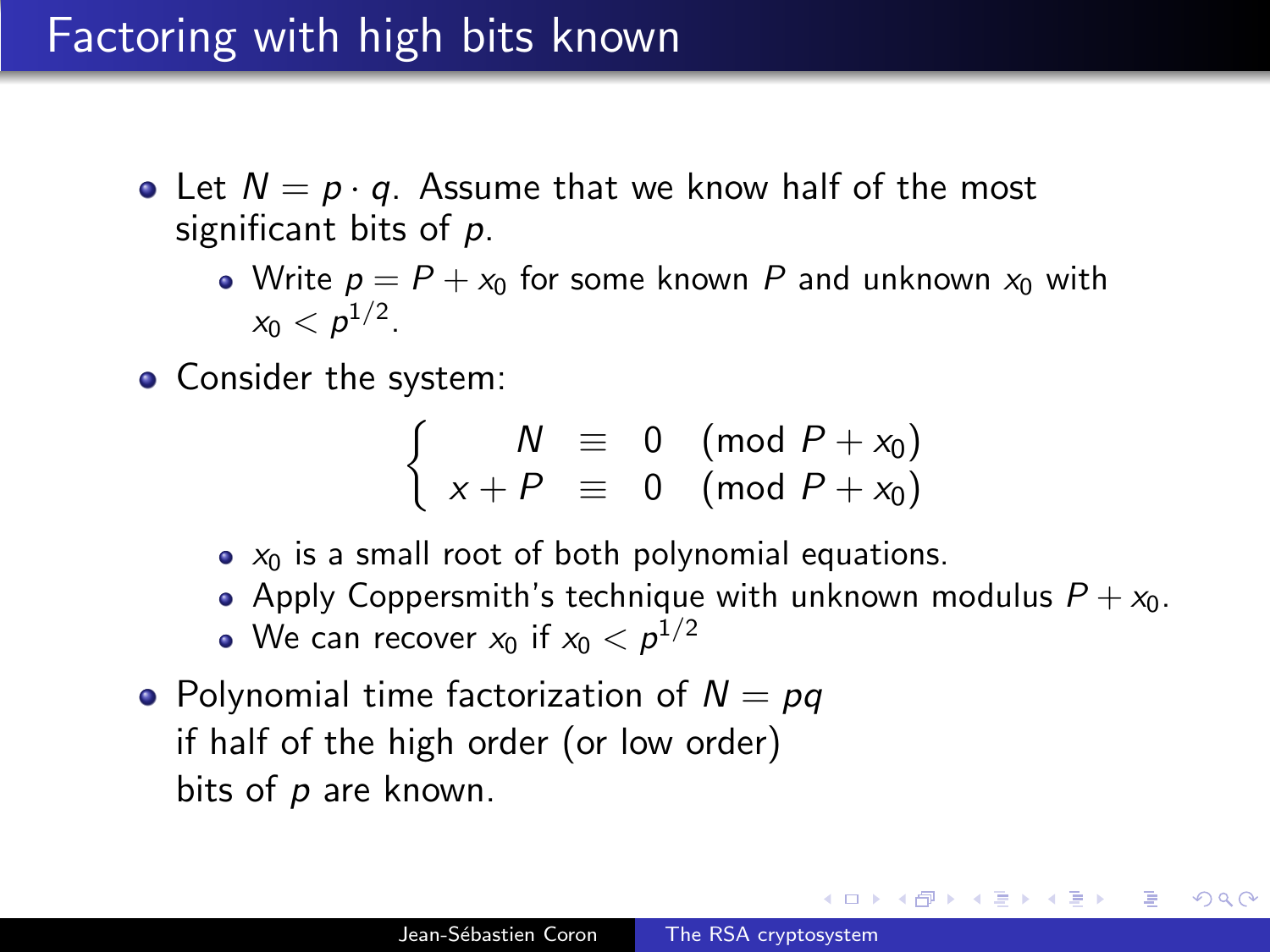# Factoring with high bits known

- Let $N = p \cdot q$. Assume that we know half of the most significant bits of $p$.
  - Write $p = P + x_0$ for some known $P$ and unknown $x_0$ with $x_0 < p^{1/2}$.
- Consider the system:

$$\begin{cases} N \equiv 0 \pmod{P + x_0} \\ x + P \equiv 0 \pmod{P + x_0} \end{cases}$$

  - $x_0$ is a small root of both polynomial equations.
  - Apply Coppersmith's technique with unknown modulus $P + x_0$.
  - We can recover $x_0$ if $x_0 < p^{1/2}$
- Polynomial time factorization of $N = pq$ if half of the high order (or low order) bits of $p$ are known.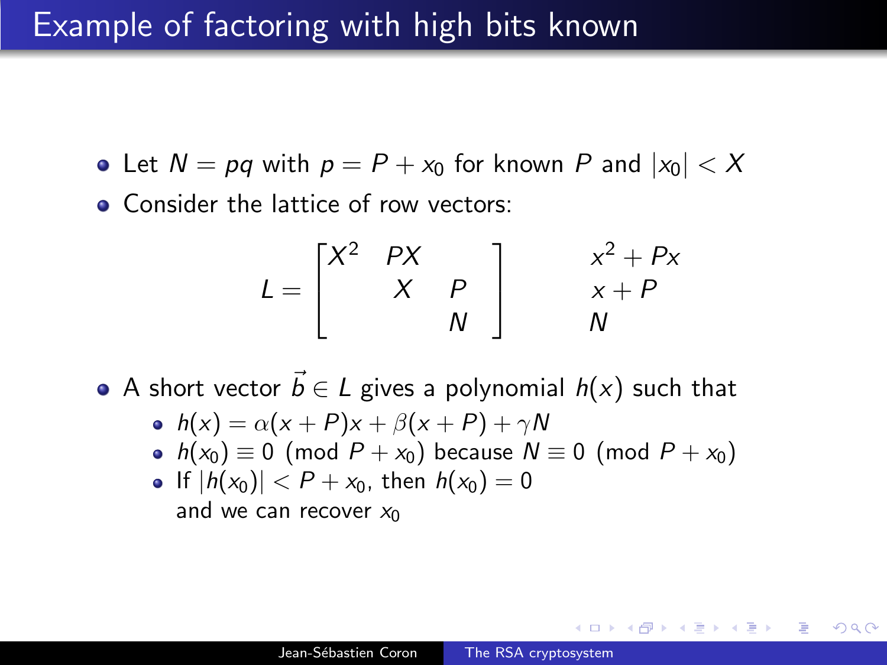# Example of factoring with high bits known

- Let $N = pq$ with $p = P + x_0$ for known $P$ and $|x_0| < X$
- Consider the lattice of row vectors:

$$L = \begin{bmatrix} X^2 & PX & \\ & X & P \\ & & N \end{bmatrix} \qquad \begin{matrix} x^2 + Px \\ x + P \\ N \end{matrix}$$

- A short vector $\vec{b} \in L$ gives a polynomial $h(x)$ such that
  - $h(x) = \alpha(x + P)x + \beta(x + P) + \gamma N$
  - $h(x_0) \equiv 0 \pmod{P + x_0}$ because $N \equiv 0 \pmod{P + x_0}$
  - If $|h(x_0)| < P + x_0$, then $h(x_0) = 0$ and we can recover $x_0$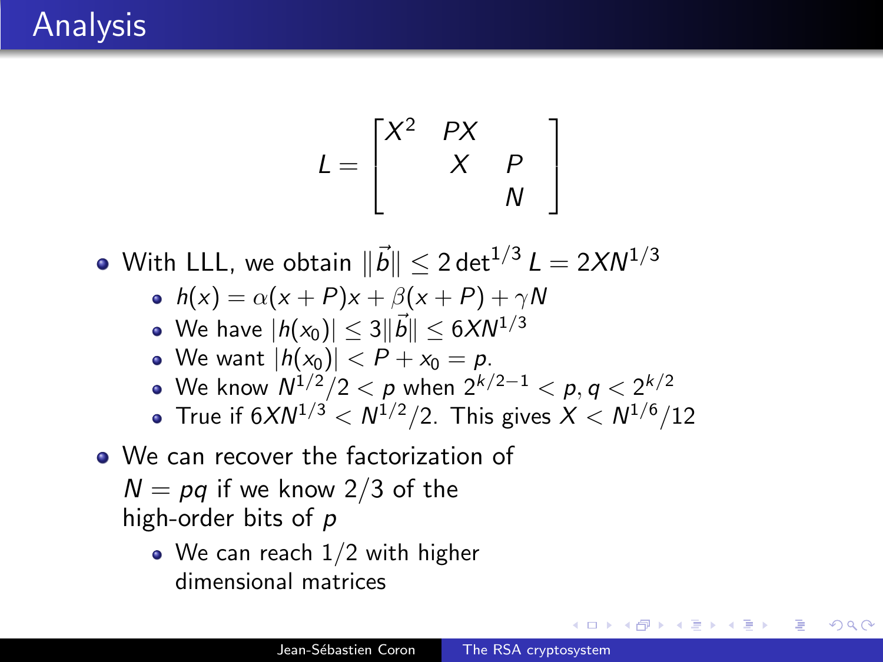# Analysis

$$L = \begin{bmatrix} X^2 & PX & \\ & X & P \\ & & N \end{bmatrix}$$

- With LLL, we obtain $\|\vec{b}\| \leq 2\det^{1/3} L = 2XN^{1/3}$
  - $h(x) = \alpha(x+P)x + \beta(x+P) + \gamma N$
  - We have $|h(x_0)| \leq 3\|\vec{b}\| \leq 6XN^{1/3}$
  - We want $|h(x_0)| < P + x_0 = p$.
  - We know $N^{1/2}/2 < p$ when $2^{k/2-1} < p, q < 2^{k/2}$
  - True if $6XN^{1/3} < N^{1/2}/2$. This gives $X < N^{1/6}/12$
- We can recover the factorization of $N = pq$ if we know $2/3$ of the high-order bits of $p$
  - We can reach $1/2$ with higher dimensional matrices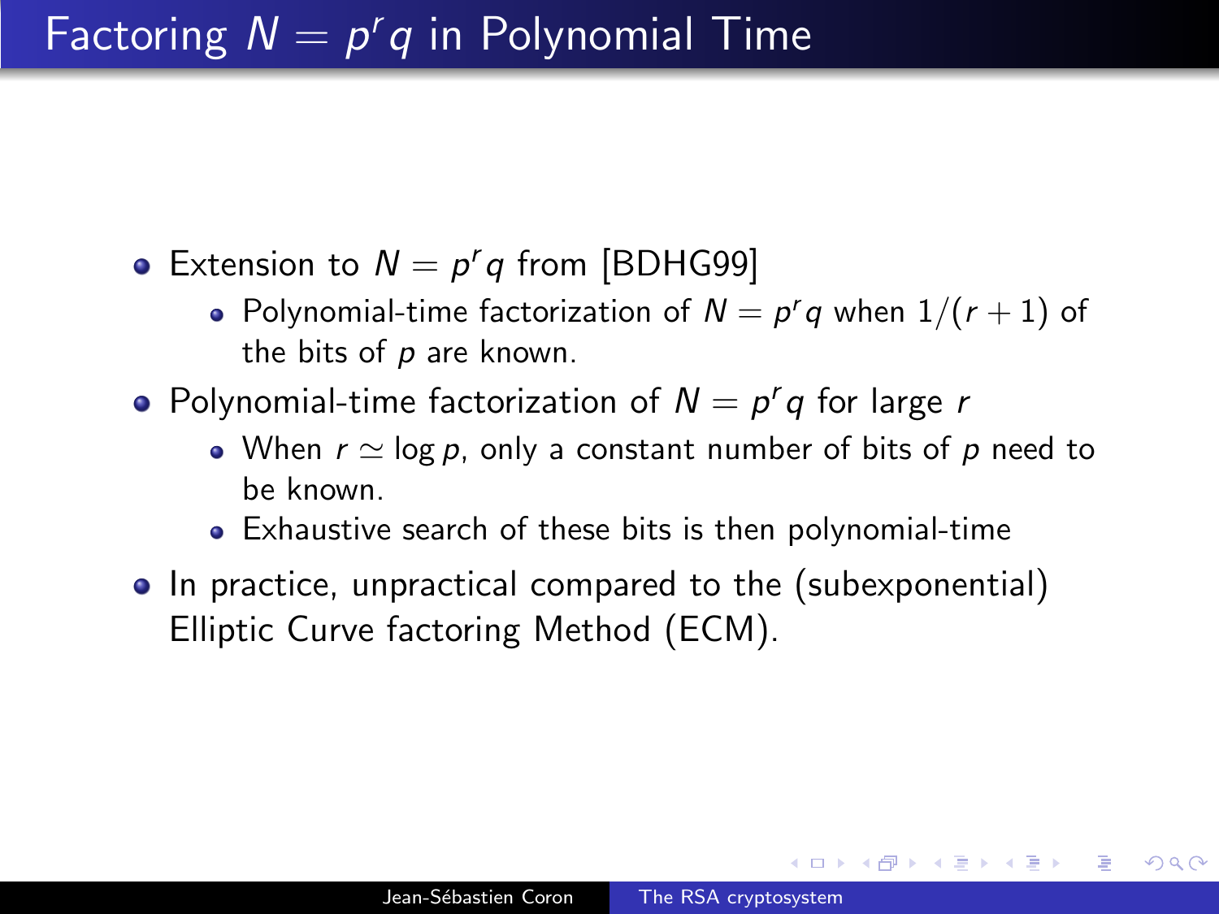# Factoring $N = p^r q$ in Polynomial Time

- Extension to $N = p^r q$ from [BDHG99]
  - Polynomial-time factorization of $N = p^r q$ when $1/(r+1)$ of the bits of $p$ are known.
- Polynomial-time factorization of $N = p^r q$ for large $r$
  - When $r \simeq \log p$, only a constant number of bits of $p$ need to be known.
  - Exhaustive search of these bits is then polynomial-time
- In practice, unpractical compared to the (subexponential) Elliptic Curve factoring Method (ECM).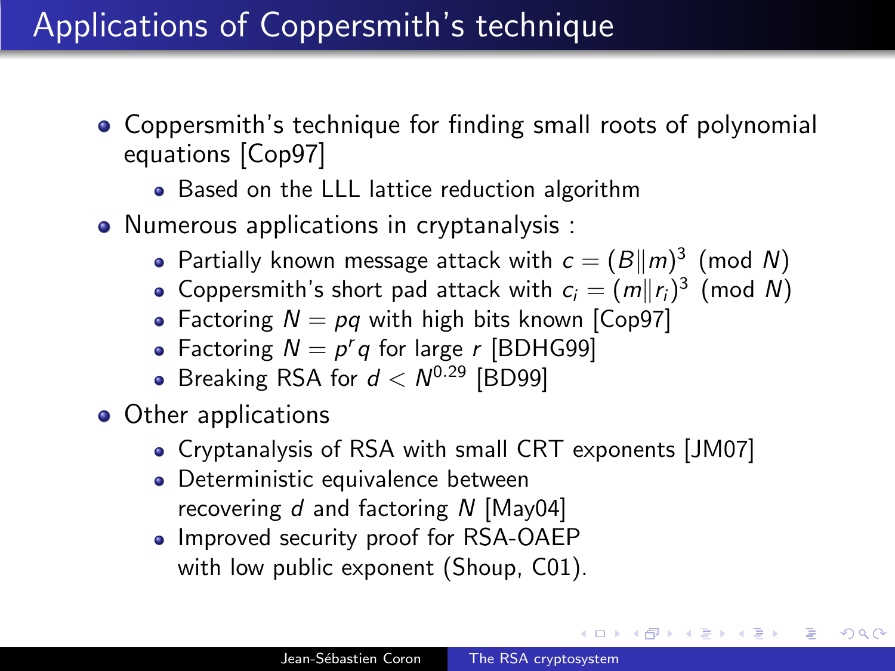# Applications of Coppersmith's technique

- Coppersmith's technique for finding small roots of polynomial equations [Cop97]
  - Based on the LLL lattice reduction algorithm
- Numerous applications in cryptanalysis :
  - Partially known message attack with $c = (B \| m)^3 \pmod{N}$
  - Coppersmith's short pad attack with $c_i = (m \| r_i)^3 \pmod{N}$
  - Factoring $N = pq$ with high bits known [Cop97]
  - Factoring $N = p^r q$ for large $r$ [BDHG99]
  - Breaking RSA for $d < N^{0.29}$ [BD99]
- Other applications
  - Cryptanalysis of RSA with small CRT exponents [JM07]
  - Deterministic equivalence between recovering $d$ and factoring $N$ [May04]
  - Improved security proof for RSA-OAEP with low public exponent (Shoup, C01).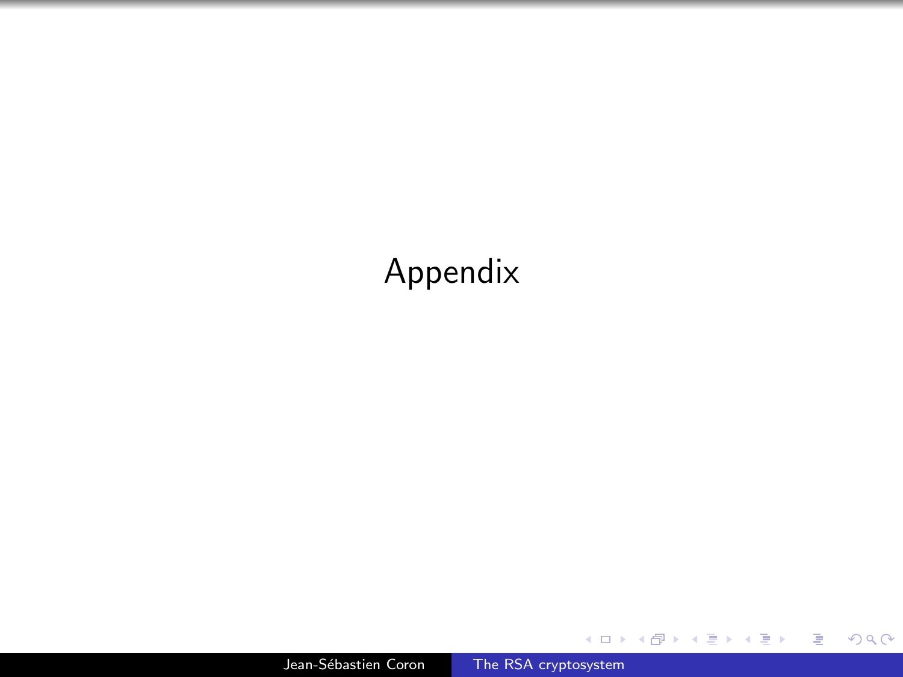# Appendix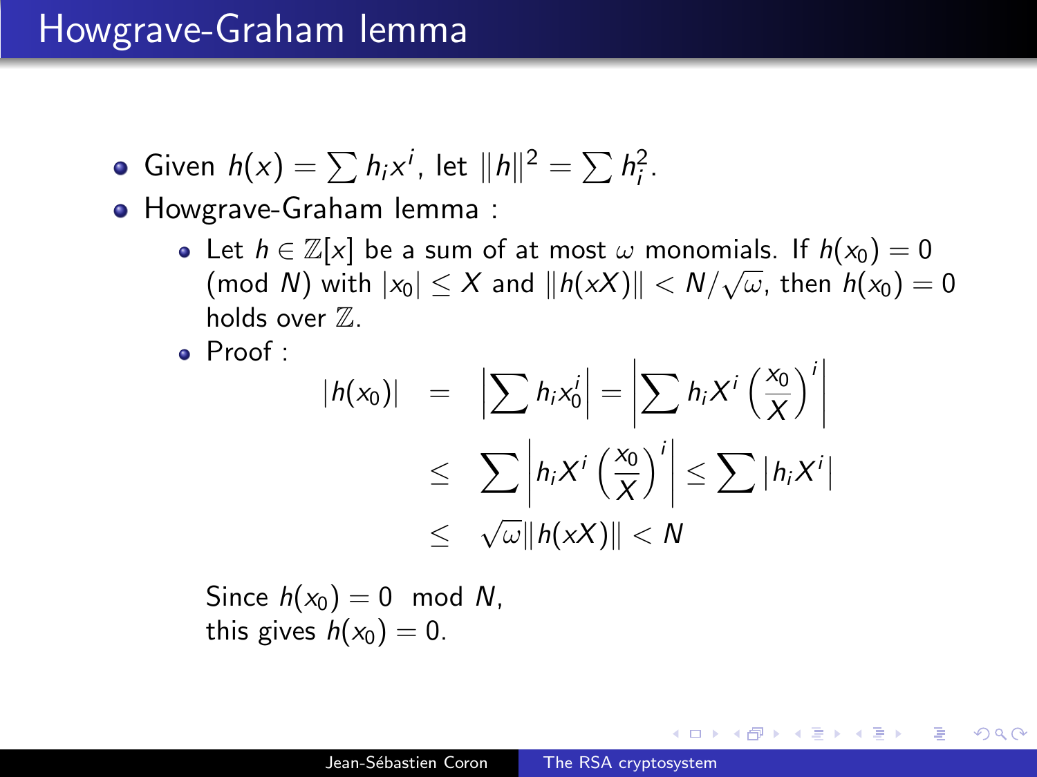# Howgrave-Graham lemma

- Given $h(x) = \sum h_i x^i$, let $\|h\|^2 = \sum h_i^2$.
- Howgrave-Graham lemma :
  - Let $h \in \mathbb{Z}[x]$ be a sum of at most $\omega$ monomials. If $h(x_0) = 0 \pmod{N}$ with $|x_0| \leq X$ and $\|h(xX)\| < N/\sqrt{\omega}$, then $h(x_0) = 0$ holds over $\mathbb{Z}$.
  - Proof :

$$
\begin{aligned}
|h(x_0)| &= \left|\sum h_i x_0^i\right| = \left|\sum h_i X^i \left(\frac{x_0}{X}\right)^i\right| \\
&\leq \sum \left|h_i X^i \left(\frac{x_0}{X}\right)^i\right| \leq \sum \left|h_i X^i\right| \\
&\leq \sqrt{\omega}\|h(xX)\| < N
\end{aligned}
$$

Since $h(x_0) = 0 \mod N$,
this gives $h(x_0) = 0$.